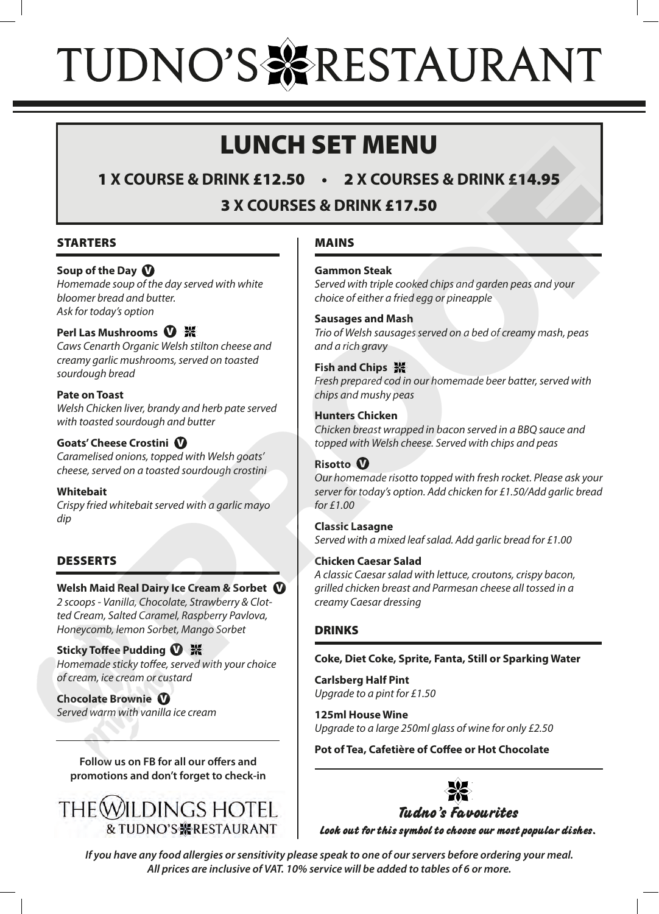# TUDNO'S RESTAURANT

## LUNCH SET MENU

**1 X COURSE & DRINK £12.50 • 2 X COURSES & DRINK £14.95**

**3 X COURSES & DRINK £17.50**

### STARTERS

**Soup of the Day** (V)
*Homemade soup of the day served with white bloomer bread and butter. Ask for today's option*

**Perl Las Mushrooms** (V) ❋
*Caws Cenarth Organic Welsh stilton cheese and creamy garlic mushrooms, served on toasted sourdough bread*

**Pate on Toast**
*Welsh Chicken liver, brandy and herb pate served with toasted sourdough and butter*

**Goats' Cheese Crostini** (V)
*Caramelised onions, topped with Welsh goats' cheese, served on a toasted sourdough crostini*

**Whitebait**
*Crispy fried whitebait served with a garlic mayo dip*

### DESSERTS

**Welsh Maid Real Dairy Ice Cream & Sorbet** (V)
*2 scoops - Vanilla, Chocolate, Strawberry & Clotted Cream, Salted Caramel, Raspberry Pavlova, Honeycomb, lemon Sorbet, Mango Sorbet*

**Sticky Toffee Pudding** (V) ❋
*Homemade sticky toffee, served with your choice of cream, ice cream or custard*

**Chocolate Brownie** (V)
*Served warm with vanilla ice cream*

**Follow us on FB for all our offers and promotions and don't forget to check-in**

THE WILDINGS HOTEL & TUDNO'S RESTAURANT

### MAINS

**Gammon Steak**
*Served with triple cooked chips and garden peas and your choice of either a fried egg or pineapple*

**Sausages and Mash**
*Trio of Welsh sausages served on a bed of creamy mash, peas and a rich gravy*

**Fish and Chips** ❋
*Fresh prepared cod in our homemade beer batter, served with chips and mushy peas*

**Hunters Chicken**
*Chicken breast wrapped in bacon served in a BBQ sauce and topped with Welsh cheese. Served with chips and peas*

**Risotto** (V)
*Our homemade risotto topped with fresh rocket. Please ask your server for today's option. Add chicken for £1.50/Add garlic bread for £1.00*

**Classic Lasagne**
*Served with a mixed leaf salad. Add garlic bread for £1.00*

**Chicken Caesar Salad**
*A classic Caesar salad with lettuce, croutons, crispy bacon, grilled chicken breast and Parmesan cheese all tossed in a creamy Caesar dressing*

### DRINKS

**Coke, Diet Coke, Sprite, Fanta, Still or Sparking Water**

**Carlsberg Half Pint**
*Upgrade to a pint for £1.50*

**125ml House Wine**
*Upgrade to a large 250ml glass of wine for only £2.50*

**Pot of Tea, Cafetière of Coffee or Hot Chocolate**

❋ *Tudno's Favourites*
*Look out for this symbol to choose our most popular dishes.*

***If you have any food allergies or sensitivity please speak to one of our servers before ordering your meal. All prices are inclusive of VAT. 10% service will be added to tables of 6 or more.***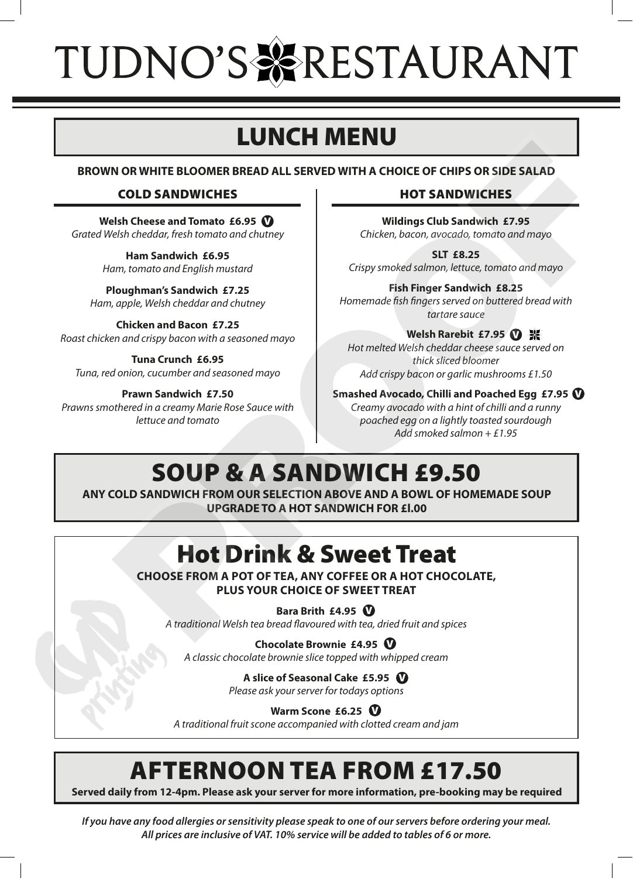# TUDNO'S RESTAURANT

## LUNCH MENU

**BROWN OR WHITE BLOOMER BREAD ALL SERVED WITH A CHOICE OF CHIPS OR SIDE SALAD**

### COLD SANDWICHES

**Welsh Cheese and Tomato £6.95** (V)
*Grated Welsh cheddar, fresh tomato and chutney*

**Ham Sandwich £6.95**
*Ham, tomato and English mustard*

**Ploughman's Sandwich £7.25**
*Ham, apple, Welsh cheddar and chutney*

**Chicken and Bacon £7.25**
*Roast chicken and crispy bacon with a seasoned mayo*

**Tuna Crunch £6.95**
*Tuna, red onion, cucumber and seasoned mayo*

**Prawn Sandwich £7.50**
*Prawns smothered in a creamy Marie Rose Sauce with lettuce and tomato*

### HOT SANDWICHES

**Wildings Club Sandwich £7.95**
*Chicken, bacon, avocado, tomato and mayo*

**SLT £8.25**
*Crispy smoked salmon, lettuce, tomato and mayo*

**Fish Finger Sandwich £8.25**
*Homemade fish fingers served on buttered bread with tartare sauce*

**Welsh Rarebit £7.95** (V)
*Hot melted Welsh cheddar cheese sauce served on thick sliced bloomer*
*Add crispy bacon or garlic mushrooms £1.50*

**Smashed Avocado, Chilli and Poached Egg £7.95** (V)
*Creamy avocado with a hint of chilli and a runny poached egg on a lightly toasted sourdough*
*Add smoked salmon + £1.95*

## SOUP & A SANDWICH £9.50

**ANY COLD SANDWICH FROM OUR SELECTION ABOVE AND A BOWL OF HOMEMADE SOUP**
**UPGRADE TO A HOT SANDWICH FOR £l.00**

## Hot Drink & Sweet Treat

**CHOOSE FROM A POT OF TEA, ANY COFFEE OR A HOT CHOCOLATE, PLUS YOUR CHOICE OF SWEET TREAT**

**Bara Brith £4.95** (V)
*A traditional Welsh tea bread flavoured with tea, dried fruit and spices*

**Chocolate Brownie £4.95** (V)
*A classic chocolate brownie slice topped with whipped cream*

**A slice of Seasonal Cake £5.95** (V)
*Please ask your server for todays options*

**Warm Scone £6.25** (V)
*A traditional fruit scone accompanied with clotted cream and jam*

## AFTERNOON TEA FROM £17.50

**Served daily from 12-4pm. Please ask your server for more information, pre-booking may be required**

***If you have any food allergies or sensitivity please speak to one of our servers before ordering your meal.***
***All prices are inclusive of VAT. 10% service will be added to tables of 6 or more.***